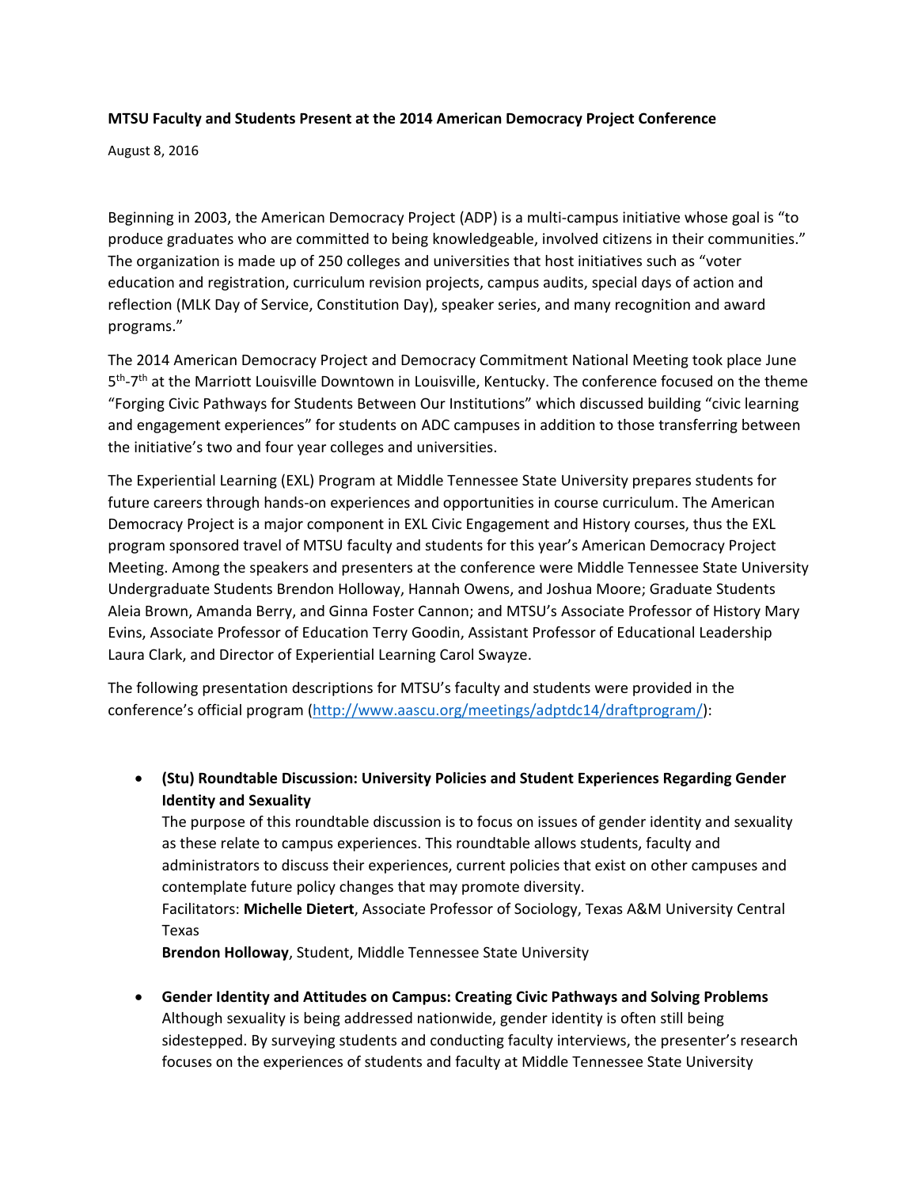**MTSU Faculty and Students Present at the 2014 American Democracy Project Conference**

August 8, 2016

Beginning in 2003, the American Democracy Project (ADP) is a multi-campus initiative whose goal is "to produce graduates who are committed to being knowledgeable, involved citizens in their communities." The organization is made up of 250 colleges and universities that host initiatives such as "voter education and registration, curriculum revision projects, campus audits, special days of action and reflection (MLK Day of Service, Constitution Day), speaker series, and many recognition and award programs."

The 2014 American Democracy Project and Democracy Commitment National Meeting took place June 5th-7th at the Marriott Louisville Downtown in Louisville, Kentucky. The conference focused on the theme "Forging Civic Pathways for Students Between Our Institutions" which discussed building "civic learning and engagement experiences" for students on ADC campuses in addition to those transferring between the initiative's two and four year colleges and universities.

The Experiential Learning (EXL) Program at Middle Tennessee State University prepares students for future careers through hands-on experiences and opportunities in course curriculum. The American Democracy Project is a major component in EXL Civic Engagement and History courses, thus the EXL program sponsored travel of MTSU faculty and students for this year's American Democracy Project Meeting. Among the speakers and presenters at the conference were Middle Tennessee State University Undergraduate Students Brendon Holloway, Hannah Owens, and Joshua Moore; Graduate Students Aleia Brown, Amanda Berry, and Ginna Foster Cannon; and MTSU's Associate Professor of History Mary Evins, Associate Professor of Education Terry Goodin, Assistant Professor of Educational Leadership Laura Clark, and Director of Experiential Learning Carol Swayze.

The following presentation descriptions for MTSU's faculty and students were provided in the conference's official program (http://www.aascu.org/meetings/adptdc14/draftprogram/):

- **(Stu) Roundtable Discussion: University Policies and Student Experiences Regarding Gender Identity and Sexuality**
  The purpose of this roundtable discussion is to focus on issues of gender identity and sexuality as these relate to campus experiences. This roundtable allows students, faculty and administrators to discuss their experiences, current policies that exist on other campuses and contemplate future policy changes that may promote diversity.
  Facilitators: **Michelle Dietert**, Associate Professor of Sociology, Texas A&M University Central Texas
  **Brendon Holloway**, Student, Middle Tennessee State University

- **Gender Identity and Attitudes on Campus: Creating Civic Pathways and Solving Problems**
  Although sexuality is being addressed nationwide, gender identity is often still being sidestepped. By surveying students and conducting faculty interviews, the presenter's research focuses on the experiences of students and faculty at Middle Tennessee State University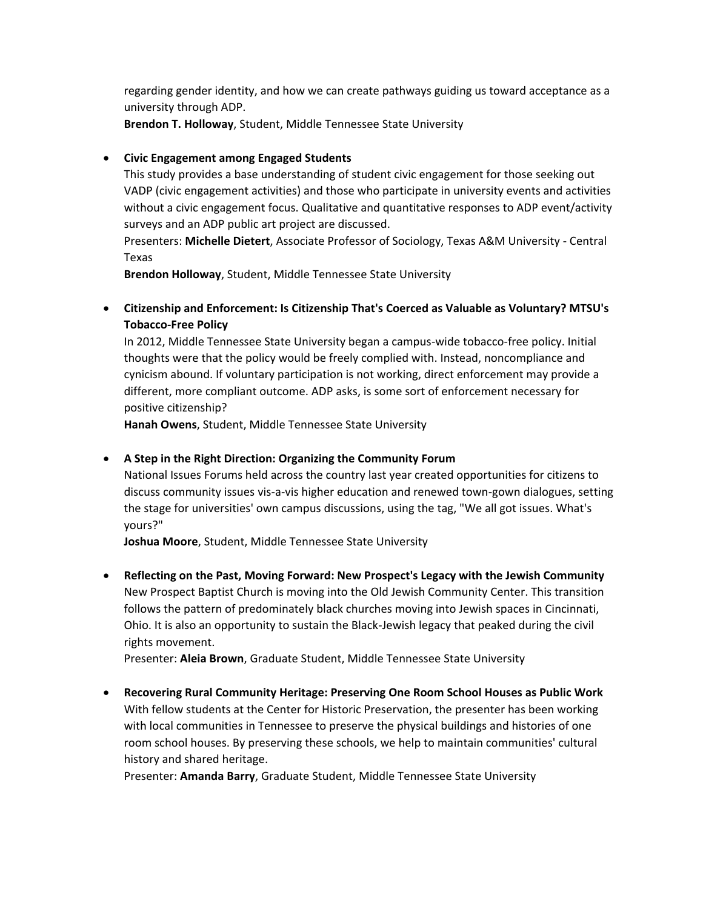regarding gender identity, and how we can create pathways guiding us toward acceptance as a university through ADP.
**Brendon T. Holloway**, Student, Middle Tennessee State University

- **Civic Engagement among Engaged Students**
  This study provides a base understanding of student civic engagement for those seeking out VADP (civic engagement activities) and those who participate in university events and activities without a civic engagement focus. Qualitative and quantitative responses to ADP event/activity surveys and an ADP public art project are discussed.
  Presenters: **Michelle Dietert**, Associate Professor of Sociology, Texas A&M University - Central Texas
  **Brendon Holloway**, Student, Middle Tennessee State University

- **Citizenship and Enforcement: Is Citizenship That's Coerced as Valuable as Voluntary? MTSU's Tobacco-Free Policy**
  In 2012, Middle Tennessee State University began a campus-wide tobacco-free policy. Initial thoughts were that the policy would be freely complied with. Instead, noncompliance and cynicism abound. If voluntary participation is not working, direct enforcement may provide a different, more compliant outcome. ADP asks, is some sort of enforcement necessary for positive citizenship?
  **Hanah Owens**, Student, Middle Tennessee State University

- **A Step in the Right Direction: Organizing the Community Forum**
  National Issues Forums held across the country last year created opportunities for citizens to discuss community issues vis-a-vis higher education and renewed town-gown dialogues, setting the stage for universities' own campus discussions, using the tag, "We all got issues. What's yours?"
  **Joshua Moore**, Student, Middle Tennessee State University

- **Reflecting on the Past, Moving Forward: New Prospect's Legacy with the Jewish Community**
  New Prospect Baptist Church is moving into the Old Jewish Community Center. This transition follows the pattern of predominately black churches moving into Jewish spaces in Cincinnati, Ohio. It is also an opportunity to sustain the Black-Jewish legacy that peaked during the civil rights movement.
  Presenter: **Aleia Brown**, Graduate Student, Middle Tennessee State University

- **Recovering Rural Community Heritage: Preserving One Room School Houses as Public Work**
  With fellow students at the Center for Historic Preservation, the presenter has been working with local communities in Tennessee to preserve the physical buildings and histories of one room school houses. By preserving these schools, we help to maintain communities' cultural history and shared heritage.
  Presenter: **Amanda Barry**, Graduate Student, Middle Tennessee State University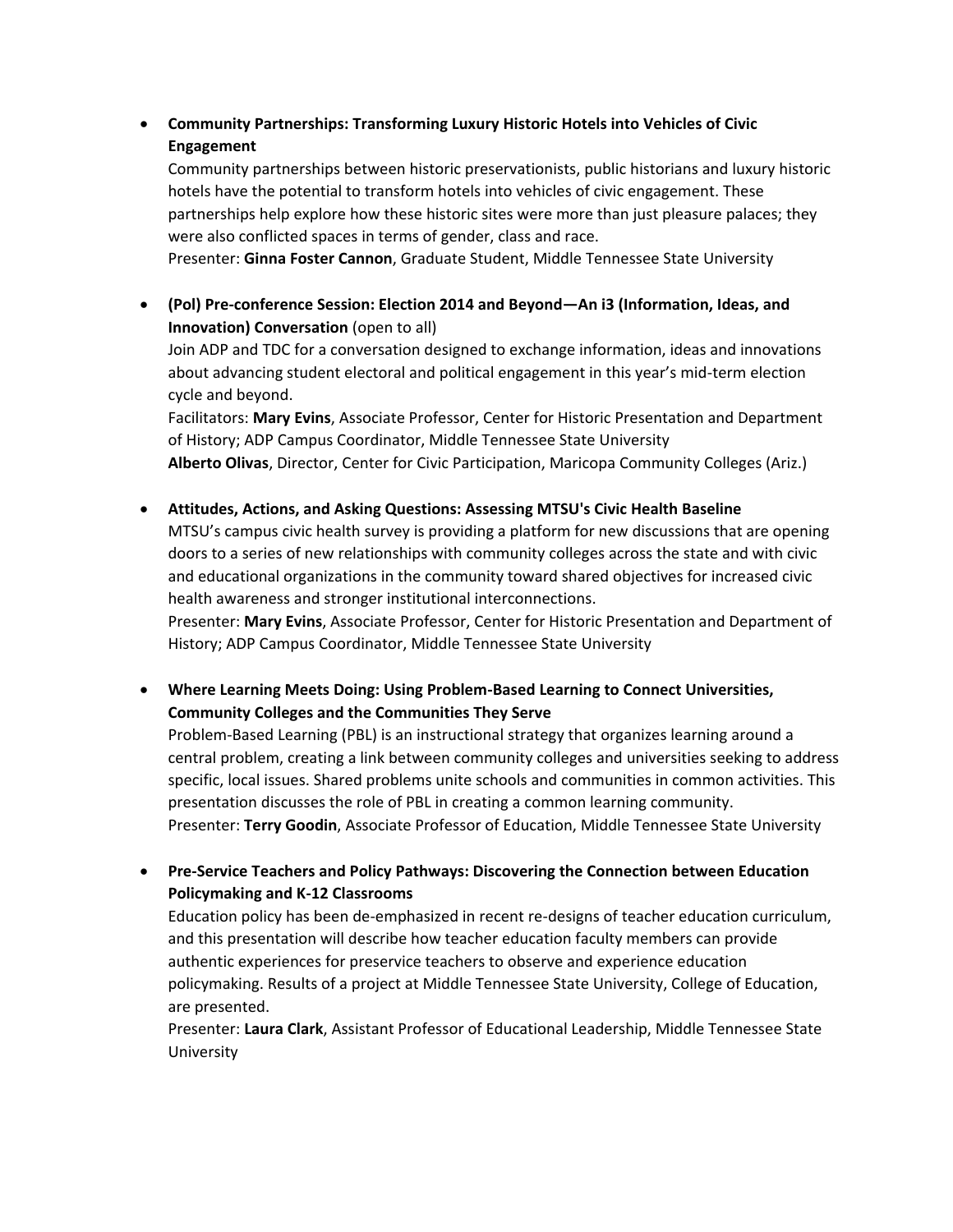- **Community Partnerships: Transforming Luxury Historic Hotels into Vehicles of Civic Engagement**
  Community partnerships between historic preservationists, public historians and luxury historic hotels have the potential to transform hotels into vehicles of civic engagement. These partnerships help explore how these historic sites were more than just pleasure palaces; they were also conflicted spaces in terms of gender, class and race.
  Presenter: **Ginna Foster Cannon**, Graduate Student, Middle Tennessee State University

- **(Pol) Pre-conference Session: Election 2014 and Beyond—An i3 (Information, Ideas, and Innovation) Conversation** (open to all)
  Join ADP and TDC for a conversation designed to exchange information, ideas and innovations about advancing student electoral and political engagement in this year's mid-term election cycle and beyond.
  Facilitators: **Mary Evins**, Associate Professor, Center for Historic Presentation and Department of History; ADP Campus Coordinator, Middle Tennessee State University
  **Alberto Olivas**, Director, Center for Civic Participation, Maricopa Community Colleges (Ariz.)

- **Attitudes, Actions, and Asking Questions: Assessing MTSU's Civic Health Baseline**
  MTSU's campus civic health survey is providing a platform for new discussions that are opening doors to a series of new relationships with community colleges across the state and with civic and educational organizations in the community toward shared objectives for increased civic health awareness and stronger institutional interconnections.
  Presenter: **Mary Evins**, Associate Professor, Center for Historic Presentation and Department of History; ADP Campus Coordinator, Middle Tennessee State University

- **Where Learning Meets Doing: Using Problem-Based Learning to Connect Universities, Community Colleges and the Communities They Serve**
  Problem-Based Learning (PBL) is an instructional strategy that organizes learning around a central problem, creating a link between community colleges and universities seeking to address specific, local issues. Shared problems unite schools and communities in common activities. This presentation discusses the role of PBL in creating a common learning community.
  Presenter: **Terry Goodin**, Associate Professor of Education, Middle Tennessee State University

- **Pre-Service Teachers and Policy Pathways: Discovering the Connection between Education Policymaking and K-12 Classrooms**
  Education policy has been de-emphasized in recent re-designs of teacher education curriculum, and this presentation will describe how teacher education faculty members can provide authentic experiences for preservice teachers to observe and experience education policymaking. Results of a project at Middle Tennessee State University, College of Education, are presented.
  Presenter: **Laura Clark**, Assistant Professor of Educational Leadership, Middle Tennessee State University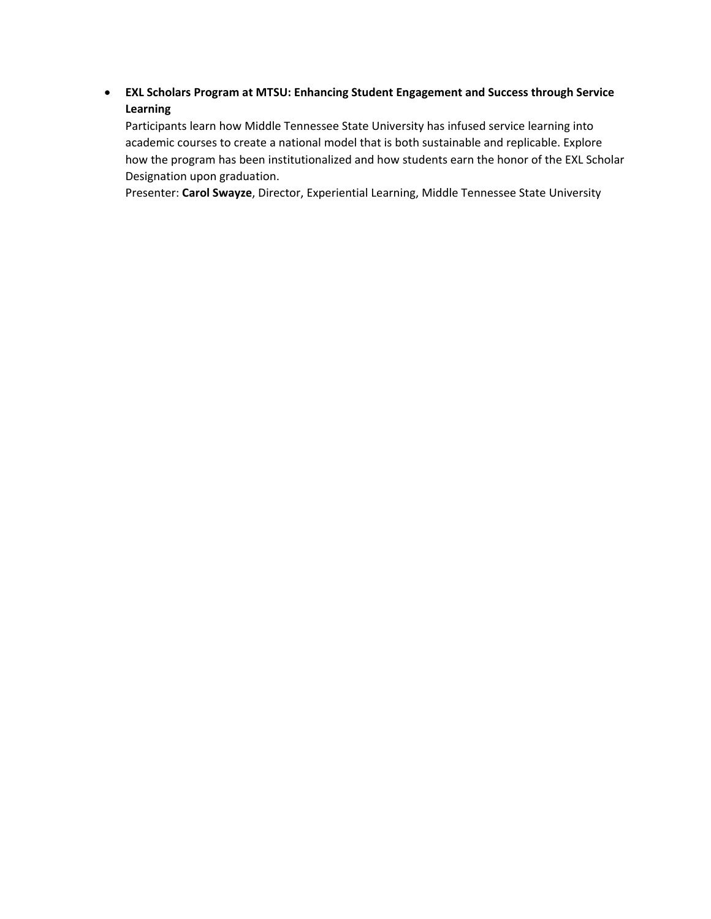- **EXL Scholars Program at MTSU: Enhancing Student Engagement and Success through Service Learning**
  Participants learn how Middle Tennessee State University has infused service learning into academic courses to create a national model that is both sustainable and replicable. Explore how the program has been institutionalized and how students earn the honor of the EXL Scholar Designation upon graduation.
  Presenter: **Carol Swayze**, Director, Experiential Learning, Middle Tennessee State University